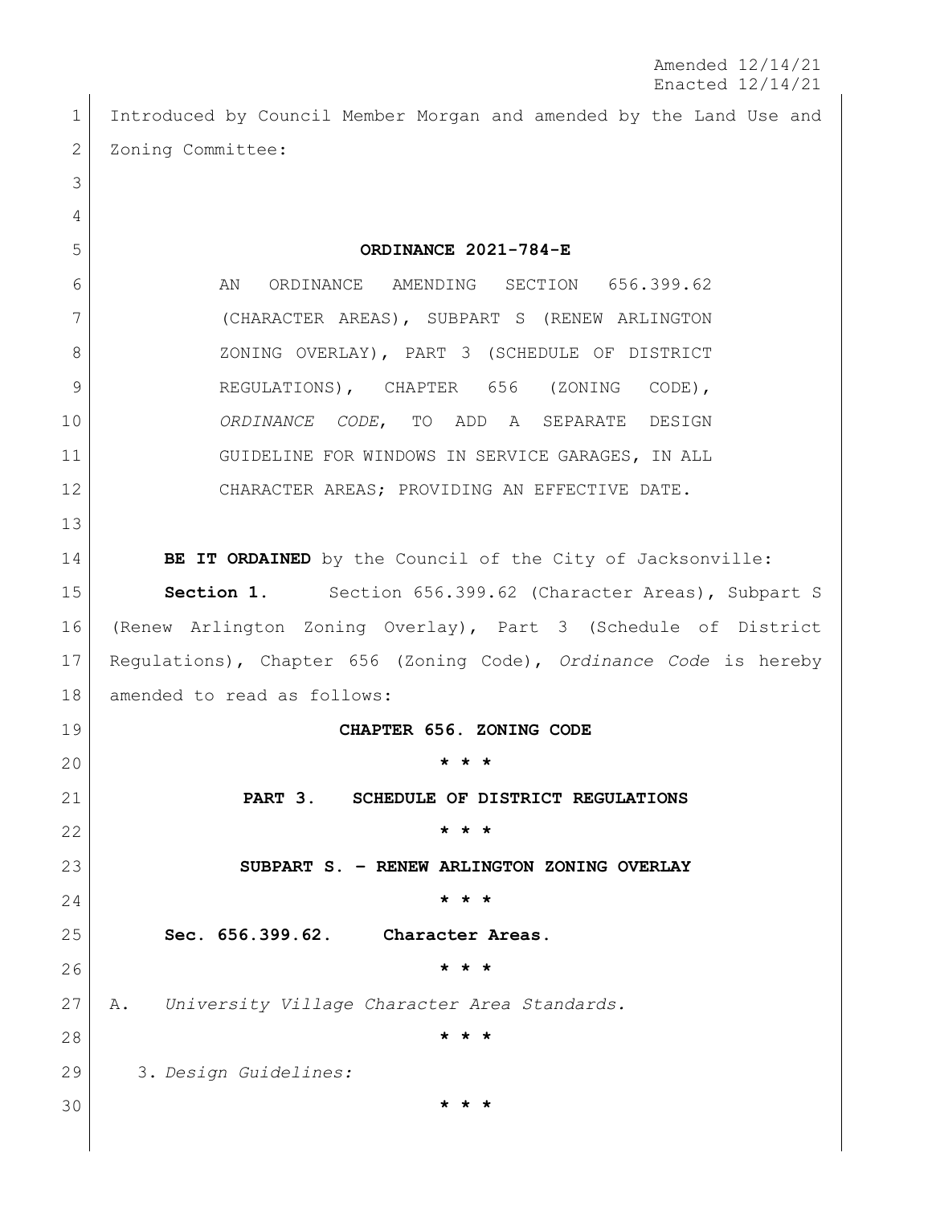Amended 12/14/21
Enacted 12/14/21

Introduced by Council Member Morgan and amended by the Land Use and Zoning Committee:

**ORDINANCE 2021-784-E**

AN ORDINANCE AMENDING SECTION 656.399.62 (CHARACTER AREAS), SUBPART S (RENEW ARLINGTON ZONING OVERLAY), PART 3 (SCHEDULE OF DISTRICT REGULATIONS), CHAPTER 656 (ZONING CODE), *ORDINANCE CODE*, TO ADD A SEPARATE DESIGN GUIDELINE FOR WINDOWS IN SERVICE GARAGES, IN ALL CHARACTER AREAS; PROVIDING AN EFFECTIVE DATE.

**BE IT ORDAINED** by the Council of the City of Jacksonville:

**Section 1.** Section 656.399.62 (Character Areas), Subpart S (Renew Arlington Zoning Overlay), Part 3 (Schedule of District Regulations), Chapter 656 (Zoning Code), *Ordinance Code* is hereby amended to read as follows:

**CHAPTER 656. ZONING CODE**

**\* \* \***

**PART 3. SCHEDULE OF DISTRICT REGULATIONS**

**\* \* \***

**SUBPART S. – RENEW ARLINGTON ZONING OVERLAY**

**\* \* \***

**Sec. 656.399.62. Character Areas.**

**\* \* \***

A. *University Village Character Area Standards.*

**\* \* \***

3. *Design Guidelines:*

**\* \* \***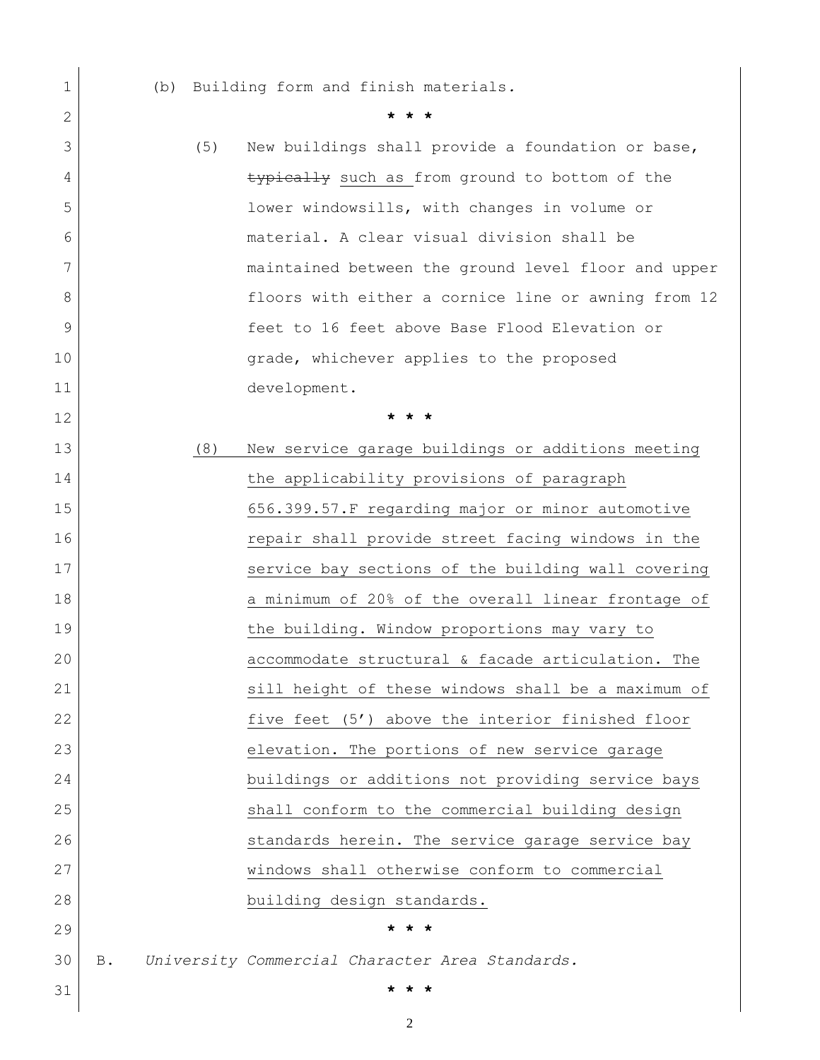(b) Building form and finish materials.

\* \* \*

(5) New buildings shall provide a foundation or base, ~~typically~~ <u>such as</u> from ground to bottom of the lower windowsills, with changes in volume or material. A clear visual division shall be maintained between the ground level floor and upper floors with either a cornice line or awning from 12 feet to 16 feet above Base Flood Elevation or grade, whichever applies to the proposed development.

\* \* \*

<u>(8) New service garage buildings or additions meeting the applicability provisions of paragraph 656.399.57.F regarding major or minor automotive repair shall provide street facing windows in the service bay sections of the building wall covering a minimum of 20% of the overall linear frontage of the building. Window proportions may vary to accommodate structural & facade articulation. The sill height of these windows shall be a maximum of five feet (5') above the interior finished floor elevation. The portions of new service garage buildings or additions not providing service bays shall conform to the commercial building design standards herein. The service garage service bay windows shall otherwise conform to commercial building design standards.</u>

\* \* \*

B. *University Commercial Character Area Standards.*

\* \* \*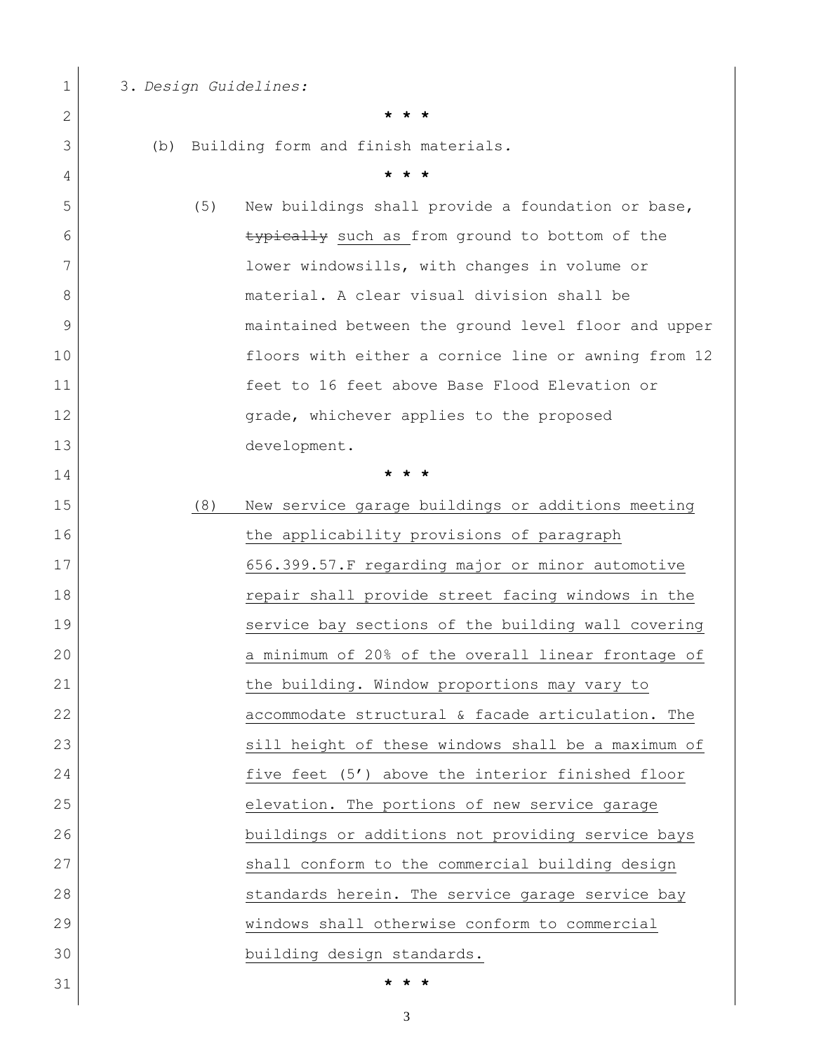3. *Design Guidelines:*

\* \* \*

(b) Building form and finish materials.

\* \* \*

(5) New buildings shall provide a foundation or base, ~~typically~~ <u>such as</u> from ground to bottom of the lower windowsills, with changes in volume or material. A clear visual division shall be maintained between the ground level floor and upper floors with either a cornice line or awning from 12 feet to 16 feet above Base Flood Elevation or grade, whichever applies to the proposed development.

\* \* \*

<u>(8) New service garage buildings or additions meeting the applicability provisions of paragraph 656.399.57.F regarding major or minor automotive repair shall provide street facing windows in the service bay sections of the building wall covering a minimum of 20% of the overall linear frontage of the building. Window proportions may vary to accommodate structural & facade articulation. The sill height of these windows shall be a maximum of five feet (5') above the interior finished floor elevation. The portions of new service garage buildings or additions not providing service bays shall conform to the commercial building design standards herein. The service garage service bay windows shall otherwise conform to commercial building design standards.</u>

\* \* \*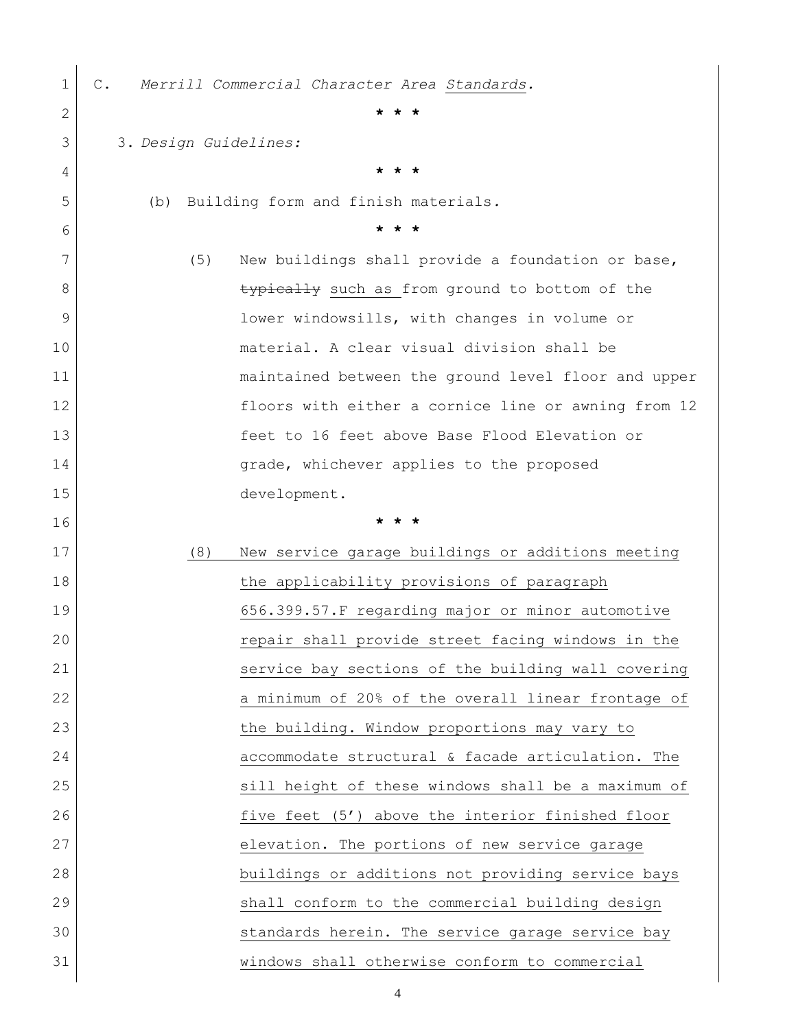C. *Merrill Commercial Character Area* <u>*Standards*</u>.

\* \* \*

3. *Design Guidelines:*

\* \* \*

(b) Building form and finish materials.

\* \* \*

(5) New buildings shall provide a foundation or base, ~~typically~~ <u>such as</u> from ground to bottom of the lower windowsills, with changes in volume or material. A clear visual division shall be maintained between the ground level floor and upper floors with either a cornice line or awning from 12 feet to 16 feet above Base Flood Elevation or grade, whichever applies to the proposed development.

\* \* \*

<u>(8) New service garage buildings or additions meeting the applicability provisions of paragraph 656.399.57.F regarding major or minor automotive repair shall provide street facing windows in the service bay sections of the building wall covering a minimum of 20% of the overall linear frontage of the building. Window proportions may vary to accommodate structural & facade articulation. The sill height of these windows shall be a maximum of five feet (5') above the interior finished floor elevation. The portions of new service garage buildings or additions not providing service bays shall conform to the commercial building design standards herein. The service garage service bay windows shall otherwise conform to commercial</u>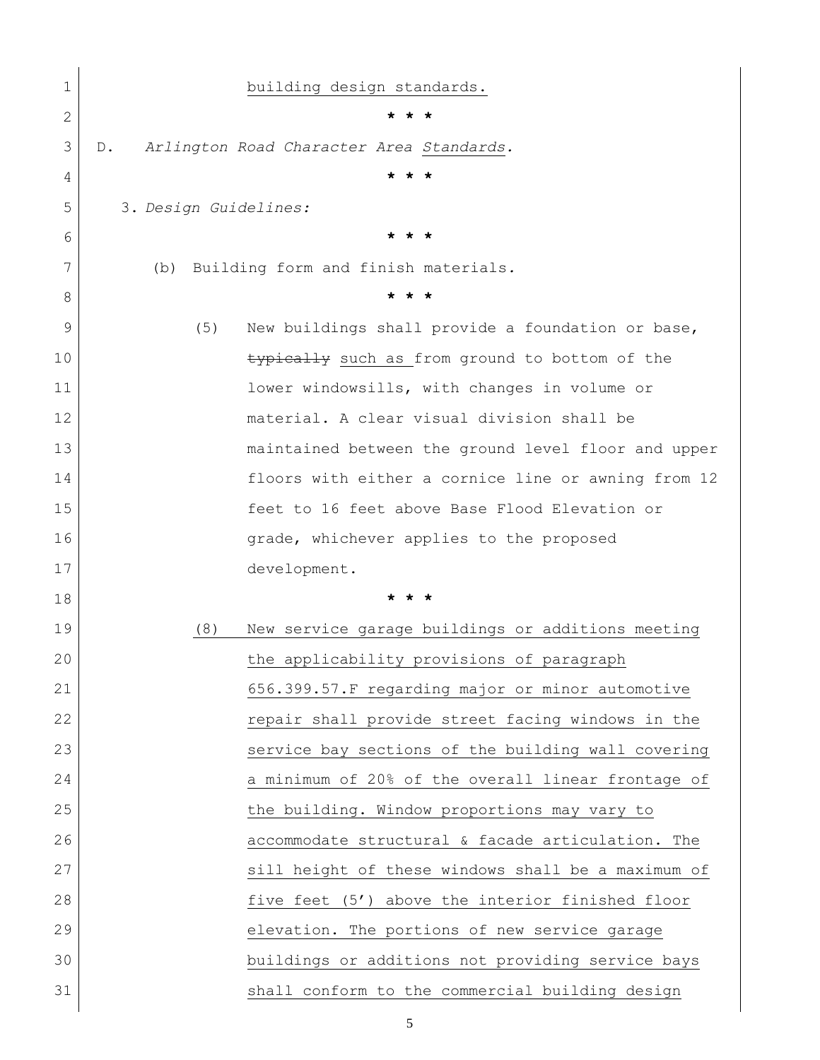building design standards.

\* \* \*

D. *Arlington Road Character Area* Standards*.*

\* \* \*

3. *Design Guidelines:*

\* \* \*

(b) Building form and finish materials.

\* \* \*

(5) New buildings shall provide a foundation or base, ~~typically~~ such as from ground to bottom of the lower windowsills, with changes in volume or material. A clear visual division shall be maintained between the ground level floor and upper floors with either a cornice line or awning from 12 feet to 16 feet above Base Flood Elevation or grade, whichever applies to the proposed development.

\* \* \*

(8) New service garage buildings or additions meeting the applicability provisions of paragraph 656.399.57.F regarding major or minor automotive repair shall provide street facing windows in the service bay sections of the building wall covering a minimum of 20% of the overall linear frontage of the building. Window proportions may vary to accommodate structural & facade articulation. The sill height of these windows shall be a maximum of five feet (5') above the interior finished floor elevation. The portions of new service garage buildings or additions not providing service bays shall conform to the commercial building design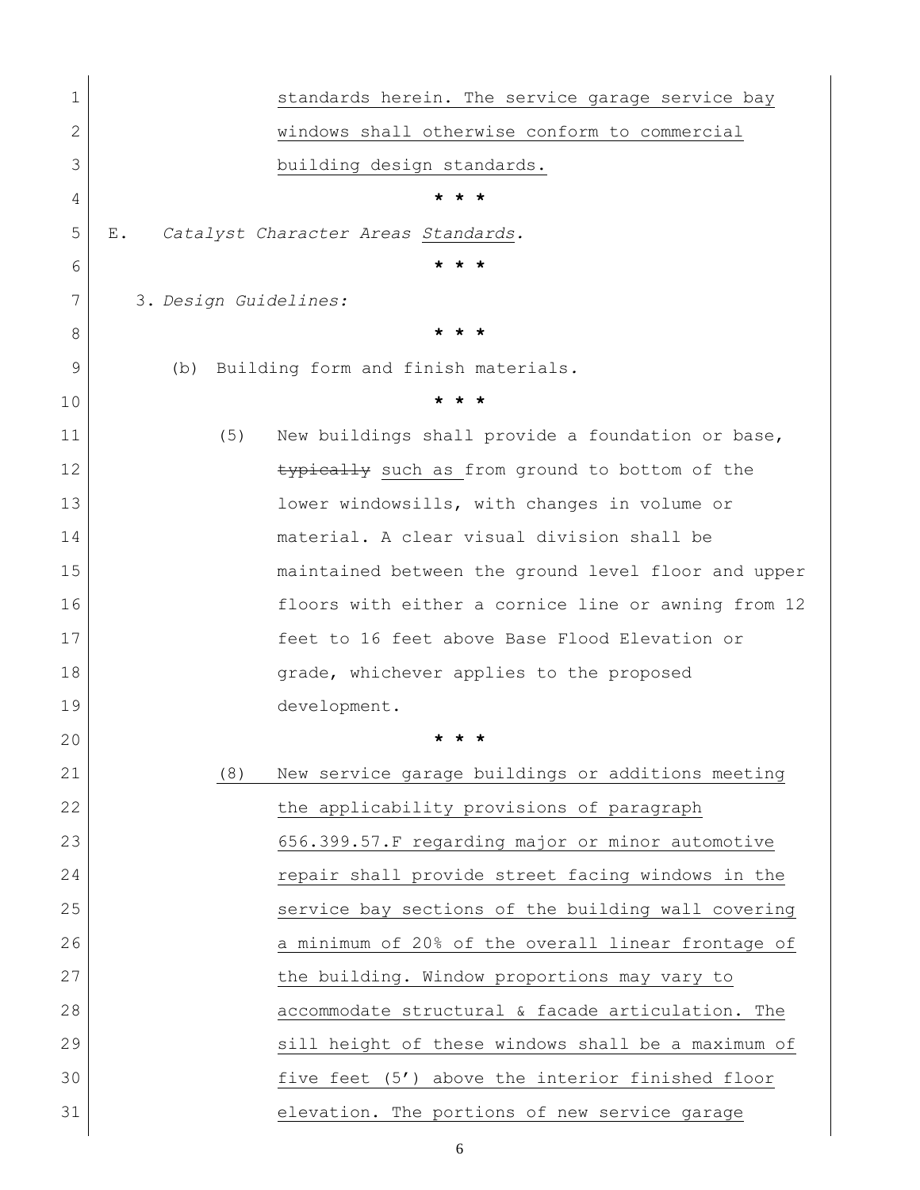standards herein. The service garage service bay windows shall otherwise conform to commercial building design standards.

\* \* \*

E. *Catalyst Character Areas Standards.*

\* \* \*

3. *Design Guidelines:*

\* \* \*

(b) Building form and finish materials.

\* \* \*

(5) New buildings shall provide a foundation or base, ~~typically~~ such as from ground to bottom of the lower windowsills, with changes in volume or material. A clear visual division shall be maintained between the ground level floor and upper floors with either a cornice line or awning from 12 feet to 16 feet above Base Flood Elevation or grade, whichever applies to the proposed development.

\* \* \*

(8) New service garage buildings or additions meeting the applicability provisions of paragraph 656.399.57.F regarding major or minor automotive repair shall provide street facing windows in the service bay sections of the building wall covering a minimum of 20% of the overall linear frontage of the building. Window proportions may vary to accommodate structural & facade articulation. The sill height of these windows shall be a maximum of five feet (5') above the interior finished floor elevation. The portions of new service garage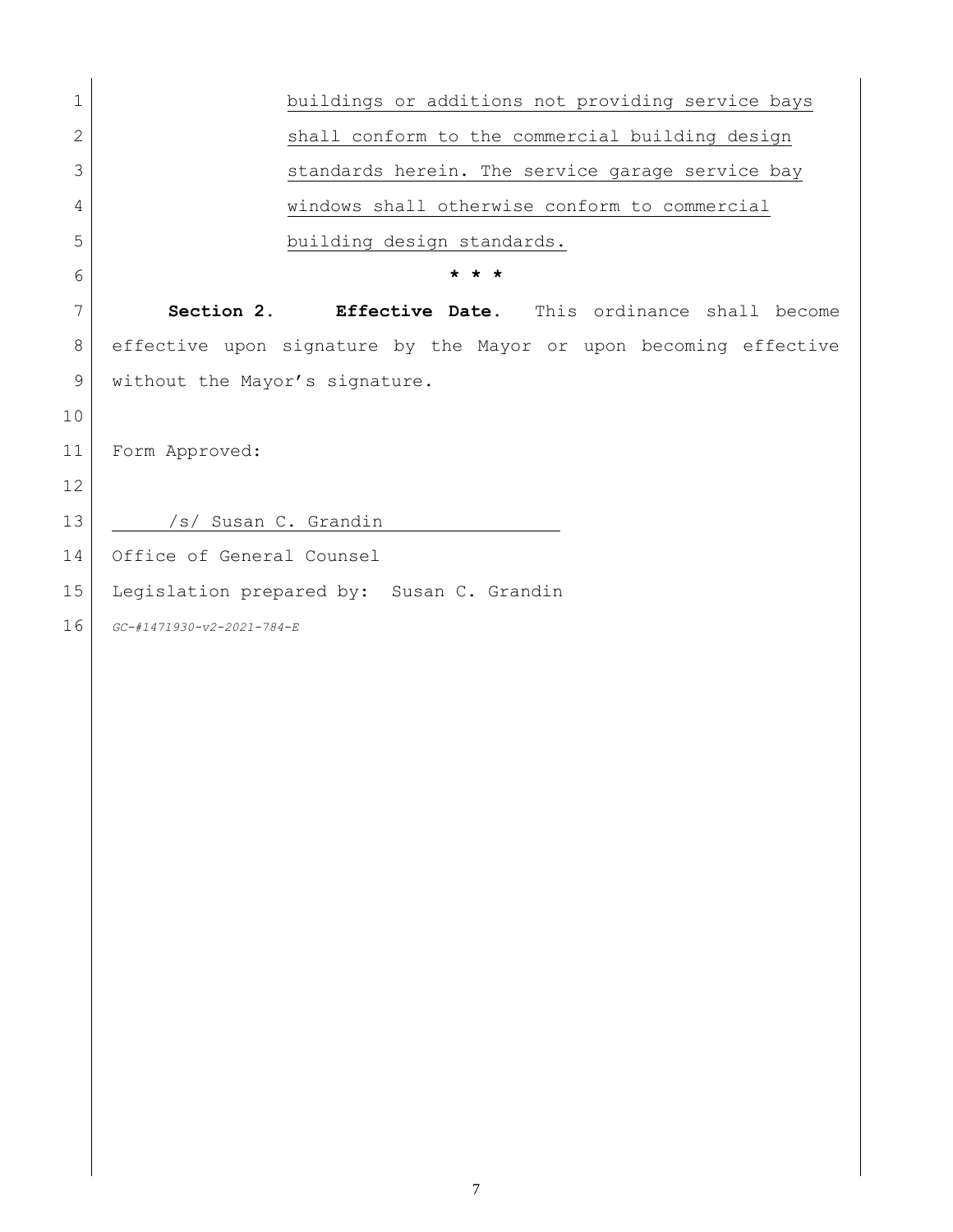buildings or additions not providing service bays shall conform to the commercial building design standards herein. The service garage service bay windows shall otherwise conform to commercial building design standards.

\* \* \*

**Section 2. Effective Date.** This ordinance shall become effective upon signature by the Mayor or upon becoming effective without the Mayor's signature.

Form Approved:

/s/ Susan C. Grandin

Office of General Counsel

Legislation prepared by: Susan C. Grandin

*GC-#1471930-v2-2021-784-E*